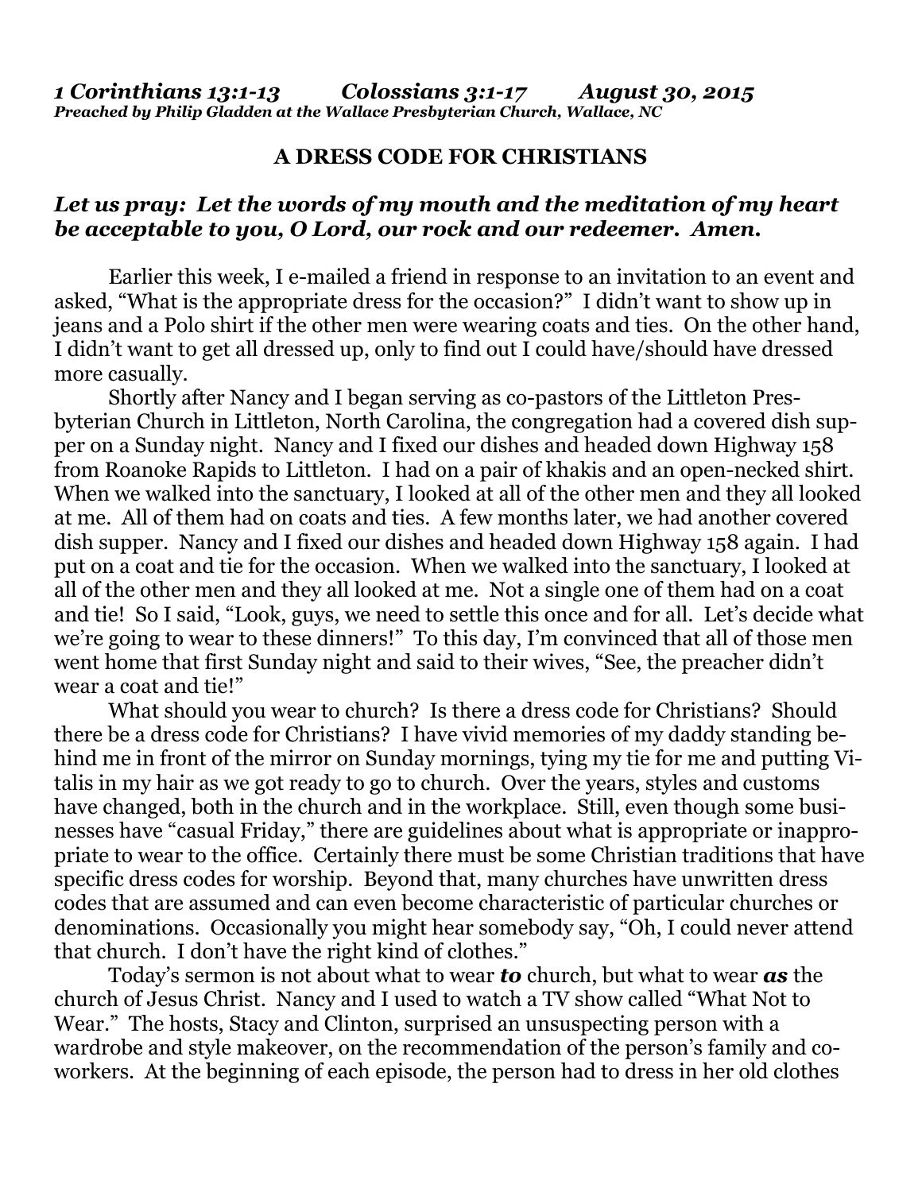***1 Corinthians 13:1-13       Colossians 3:1-17       August 30, 2015***
***Preached by Philip Gladden at the Wallace Presbyterian Church, Wallace, NC***

**A DRESS CODE FOR CHRISTIANS**

***Let us pray: Let the words of my mouth and the meditation of my heart be acceptable to you, O Lord, our rock and our redeemer. Amen.***

Earlier this week, I e-mailed a friend in response to an invitation to an event and asked, "What is the appropriate dress for the occasion?" I didn't want to show up in jeans and a Polo shirt if the other men were wearing coats and ties. On the other hand, I didn't want to get all dressed up, only to find out I could have/should have dressed more casually.

Shortly after Nancy and I began serving as co-pastors of the Littleton Presbyterian Church in Littleton, North Carolina, the congregation had a covered dish supper on a Sunday night. Nancy and I fixed our dishes and headed down Highway 158 from Roanoke Rapids to Littleton. I had on a pair of khakis and an open-necked shirt. When we walked into the sanctuary, I looked at all of the other men and they all looked at me. All of them had on coats and ties. A few months later, we had another covered dish supper. Nancy and I fixed our dishes and headed down Highway 158 again. I had put on a coat and tie for the occasion. When we walked into the sanctuary, I looked at all of the other men and they all looked at me. Not a single one of them had on a coat and tie! So I said, "Look, guys, we need to settle this once and for all. Let's decide what we're going to wear to these dinners!" To this day, I'm convinced that all of those men went home that first Sunday night and said to their wives, "See, the preacher didn't wear a coat and tie!"

What should you wear to church? Is there a dress code for Christians? Should there be a dress code for Christians? I have vivid memories of my daddy standing behind me in front of the mirror on Sunday mornings, tying my tie for me and putting Vitalis in my hair as we got ready to go to church. Over the years, styles and customs have changed, both in the church and in the workplace. Still, even though some businesses have "casual Friday," there are guidelines about what is appropriate or inappropriate to wear to the office. Certainly there must be some Christian traditions that have specific dress codes for worship. Beyond that, many churches have unwritten dress codes that are assumed and can even become characteristic of particular churches or denominations. Occasionally you might hear somebody say, "Oh, I could never attend that church. I don't have the right kind of clothes."

Today's sermon is not about what to wear ***to*** church, but what to wear ***as*** the church of Jesus Christ. Nancy and I used to watch a TV show called "What Not to Wear." The hosts, Stacy and Clinton, surprised an unsuspecting person with a wardrobe and style makeover, on the recommendation of the person's family and co-workers. At the beginning of each episode, the person had to dress in her old clothes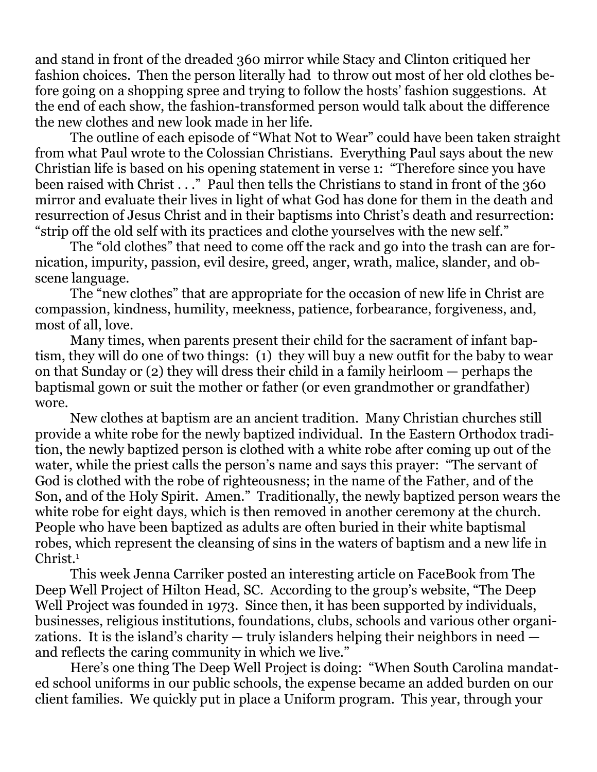and stand in front of the dreaded 360 mirror while Stacy and Clinton critiqued her fashion choices. Then the person literally had to throw out most of her old clothes before going on a shopping spree and trying to follow the hosts' fashion suggestions. At the end of each show, the fashion-transformed person would talk about the difference the new clothes and new look made in her life.

The outline of each episode of "What Not to Wear" could have been taken straight from what Paul wrote to the Colossian Christians. Everything Paul says about the new Christian life is based on his opening statement in verse 1: "Therefore since you have been raised with Christ . . ." Paul then tells the Christians to stand in front of the 360 mirror and evaluate their lives in light of what God has done for them in the death and resurrection of Jesus Christ and in their baptisms into Christ's death and resurrection: "strip off the old self with its practices and clothe yourselves with the new self."

The "old clothes" that need to come off the rack and go into the trash can are fornication, impurity, passion, evil desire, greed, anger, wrath, malice, slander, and obscene language.

The "new clothes" that are appropriate for the occasion of new life in Christ are compassion, kindness, humility, meekness, patience, forbearance, forgiveness, and, most of all, love.

Many times, when parents present their child for the sacrament of infant baptism, they will do one of two things: (1) they will buy a new outfit for the baby to wear on that Sunday or (2) they will dress their child in a family heirloom — perhaps the baptismal gown or suit the mother or father (or even grandmother or grandfather) wore.

New clothes at baptism are an ancient tradition. Many Christian churches still provide a white robe for the newly baptized individual. In the Eastern Orthodox tradition, the newly baptized person is clothed with a white robe after coming up out of the water, while the priest calls the person's name and says this prayer: "The servant of God is clothed with the robe of righteousness; in the name of the Father, and of the Son, and of the Holy Spirit. Amen." Traditionally, the newly baptized person wears the white robe for eight days, which is then removed in another ceremony at the church. People who have been baptized as adults are often buried in their white baptismal robes, which represent the cleansing of sins in the waters of baptism and a new life in Christ.[1]

This week Jenna Carriker posted an interesting article on FaceBook from The Deep Well Project of Hilton Head, SC. According to the group's website, "The Deep Well Project was founded in 1973. Since then, it has been supported by individuals, businesses, religious institutions, foundations, clubs, schools and various other organizations. It is the island's charity — truly islanders helping their neighbors in need — and reflects the caring community in which we live."

Here's one thing The Deep Well Project is doing: "When South Carolina mandated school uniforms in our public schools, the expense became an added burden on our client families. We quickly put in place a Uniform program. This year, through your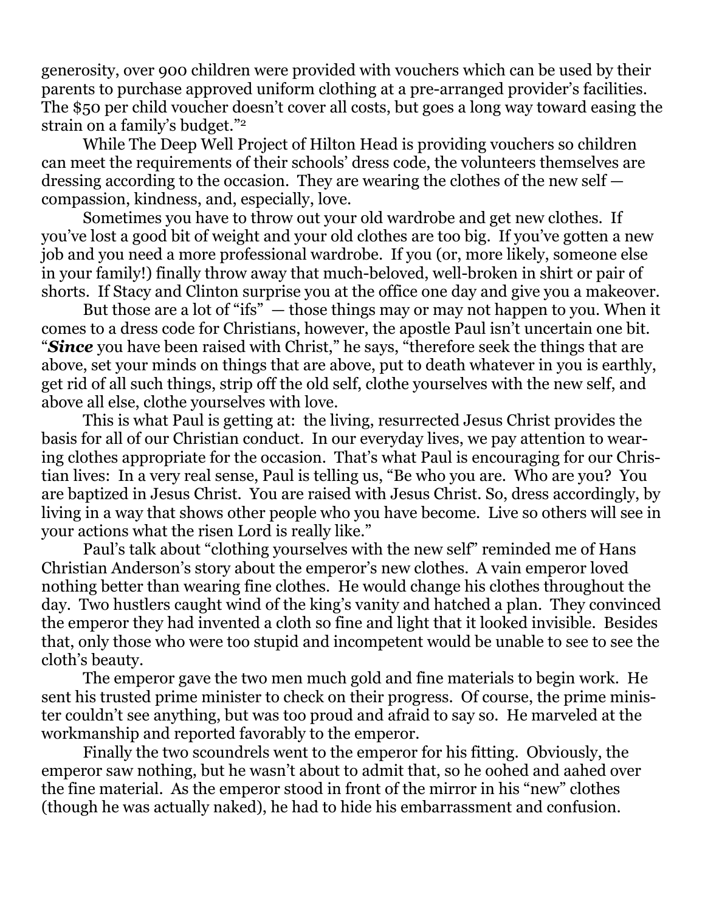generosity, over 900 children were provided with vouchers which can be used by their parents to purchase approved uniform clothing at a pre-arranged provider's facilities. The $50 per child voucher doesn't cover all costs, but goes a long way toward easing the strain on a family's budget."[2]

While The Deep Well Project of Hilton Head is providing vouchers so children can meet the requirements of their schools' dress code, the volunteers themselves are dressing according to the occasion. They are wearing the clothes of the new self — compassion, kindness, and, especially, love.

Sometimes you have to throw out your old wardrobe and get new clothes. If you've lost a good bit of weight and your old clothes are too big. If you've gotten a new job and you need a more professional wardrobe. If you (or, more likely, someone else in your family!) finally throw away that much-beloved, well-broken in shirt or pair of shorts. If Stacy and Clinton surprise you at the office one day and give you a makeover.

But those are a lot of "ifs" — those things may or may not happen to you. When it comes to a dress code for Christians, however, the apostle Paul isn't uncertain one bit. "***Since*** you have been raised with Christ," he says, "therefore seek the things that are above, set your minds on things that are above, put to death whatever in you is earthly, get rid of all such things, strip off the old self, clothe yourselves with the new self, and above all else, clothe yourselves with love.

This is what Paul is getting at: the living, resurrected Jesus Christ provides the basis for all of our Christian conduct. In our everyday lives, we pay attention to wearing clothes appropriate for the occasion. That's what Paul is encouraging for our Christian lives: In a very real sense, Paul is telling us, "Be who you are. Who are you? You are baptized in Jesus Christ. You are raised with Jesus Christ. So, dress accordingly, by living in a way that shows other people who you have become. Live so others will see in your actions what the risen Lord is really like."

Paul's talk about "clothing yourselves with the new self" reminded me of Hans Christian Anderson's story about the emperor's new clothes. A vain emperor loved nothing better than wearing fine clothes. He would change his clothes throughout the day. Two hustlers caught wind of the king's vanity and hatched a plan. They convinced the emperor they had invented a cloth so fine and light that it looked invisible. Besides that, only those who were too stupid and incompetent would be unable to see to see the cloth's beauty.

The emperor gave the two men much gold and fine materials to begin work. He sent his trusted prime minister to check on their progress. Of course, the prime minister couldn't see anything, but was too proud and afraid to say so. He marveled at the workmanship and reported favorably to the emperor.

Finally the two scoundrels went to the emperor for his fitting. Obviously, the emperor saw nothing, but he wasn't about to admit that, so he oohed and aahed over the fine material. As the emperor stood in front of the mirror in his "new" clothes (though he was actually naked), he had to hide his embarrassment and confusion.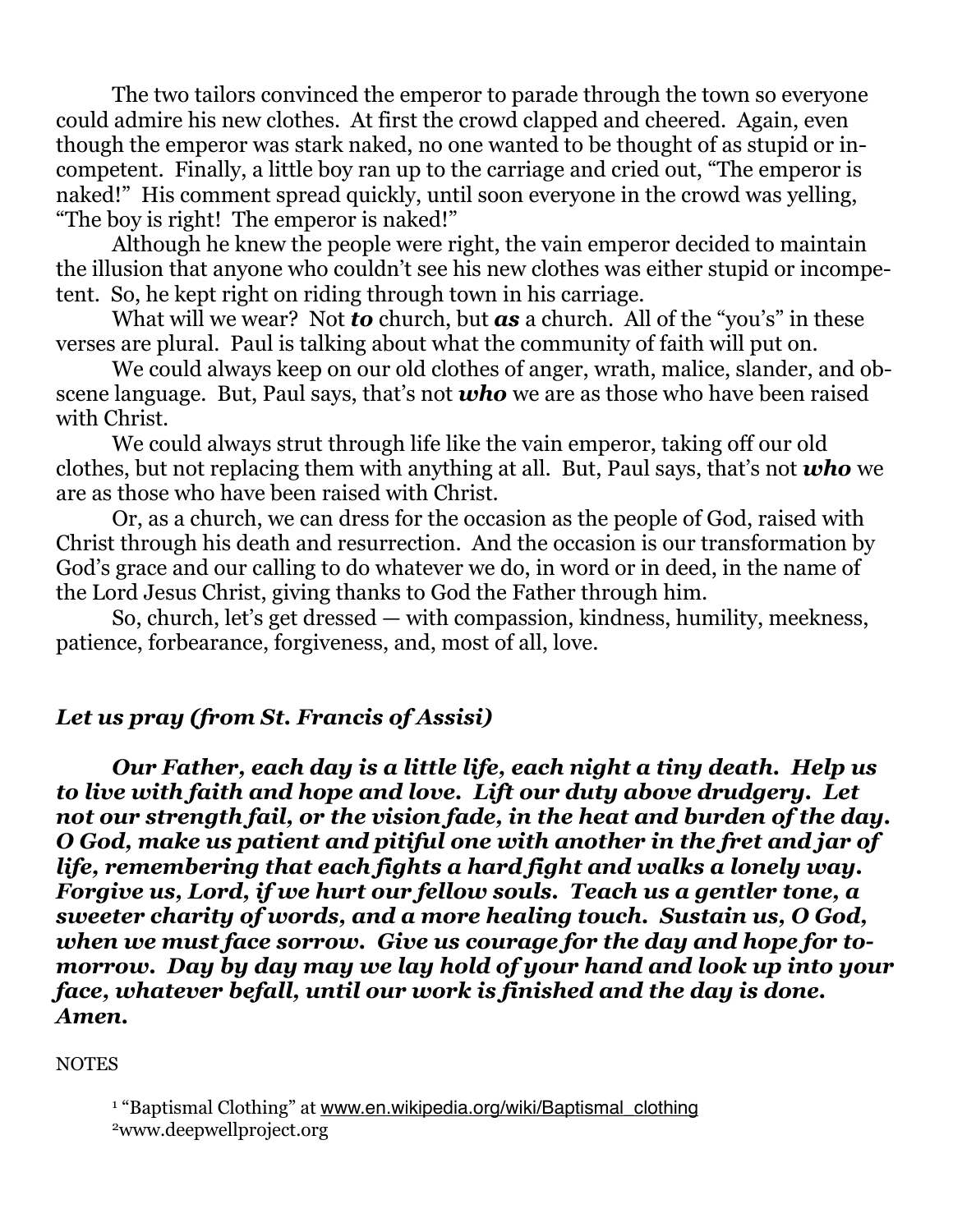The two tailors convinced the emperor to parade through the town so everyone could admire his new clothes. At first the crowd clapped and cheered. Again, even though the emperor was stark naked, no one wanted to be thought of as stupid or incompetent. Finally, a little boy ran up to the carriage and cried out, "The emperor is naked!" His comment spread quickly, until soon everyone in the crowd was yelling, "The boy is right! The emperor is naked!"

Although he knew the people were right, the vain emperor decided to maintain the illusion that anyone who couldn't see his new clothes was either stupid or incompetent. So, he kept right on riding through town in his carriage.

What will we wear? Not ***to*** church, but ***as*** a church. All of the "you's" in these verses are plural. Paul is talking about what the community of faith will put on.

We could always keep on our old clothes of anger, wrath, malice, slander, and obscene language. But, Paul says, that's not ***who*** we are as those who have been raised with Christ.

We could always strut through life like the vain emperor, taking off our old clothes, but not replacing them with anything at all. But, Paul says, that's not ***who*** we are as those who have been raised with Christ.

Or, as a church, we can dress for the occasion as the people of God, raised with Christ through his death and resurrection. And the occasion is our transformation by God's grace and our calling to do whatever we do, in word or in deed, in the name of the Lord Jesus Christ, giving thanks to God the Father through him.

So, church, let's get dressed — with compassion, kindness, humility, meekness, patience, forbearance, forgiveness, and, most of all, love.

***Let us pray (from St. Francis of Assisi)***

***Our Father, each day is a little life, each night a tiny death. Help us to live with faith and hope and love. Lift our duty above drudgery. Let not our strength fail, or the vision fade, in the heat and burden of the day. O God, make us patient and pitiful one with another in the fret and jar of life, remembering that each fights a hard fight and walks a lonely way. Forgive us, Lord, if we hurt our fellow souls. Teach us a gentler tone, a sweeter charity of words, and a more healing touch. Sustain us, O God, when we must face sorrow. Give us courage for the day and hope for tomorrow. Day by day may we lay hold of your hand and look up into your face, whatever befall, until our work is finished and the day is done. Amen.***

NOTES

[1] "Baptismal Clothing" at www.en.wikipedia.org/wiki/Baptismal_clothing

[2] www.deepwellproject.org